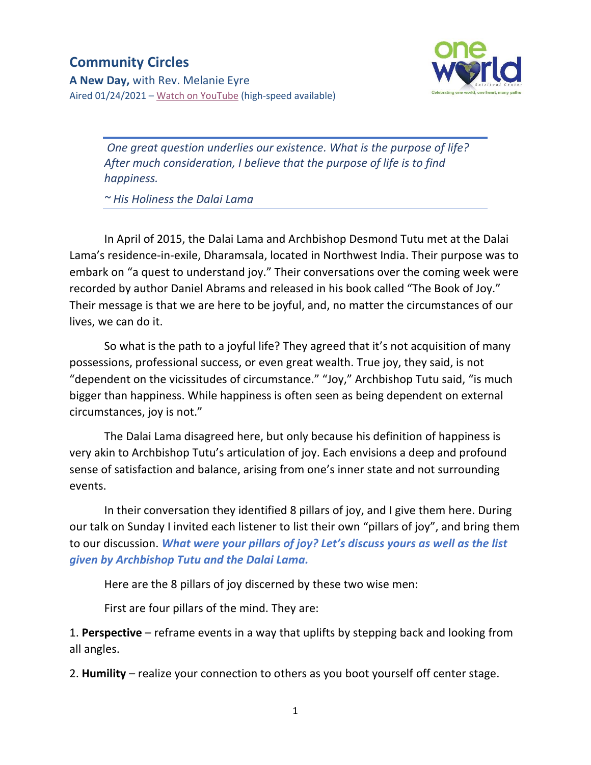# Community Circles

**A New Day,** with Rev. Melanie Eyre

Aired 01/24/2021 – Watch on YouTube (high-speed available)

> *One great question underlies our existence. What is the purpose of life? After much consideration, I believe that the purpose of life is to find happiness.*
>
> *~ His Holiness the Dalai Lama*

In April of 2015, the Dalai Lama and Archbishop Desmond Tutu met at the Dalai Lama's residence-in-exile, Dharamsala, located in Northwest India. Their purpose was to embark on "a quest to understand joy." Their conversations over the coming week were recorded by author Daniel Abrams and released in his book called "The Book of Joy." Their message is that we are here to be joyful, and, no matter the circumstances of our lives, we can do it.

So what is the path to a joyful life? They agreed that it's not acquisition of many possessions, professional success, or even great wealth. True joy, they said, is not "dependent on the vicissitudes of circumstance." "Joy," Archbishop Tutu said, "is much bigger than happiness. While happiness is often seen as being dependent on external circumstances, joy is not."

The Dalai Lama disagreed here, but only because his definition of happiness is very akin to Archbishop Tutu's articulation of joy. Each envisions a deep and profound sense of satisfaction and balance, arising from one's inner state and not surrounding events.

In their conversation they identified 8 pillars of joy, and I give them here. During our talk on Sunday I invited each listener to list their own "pillars of joy", and bring them to our discussion. ***What were your pillars of joy? Let's discuss yours as well as the list given by Archbishop Tutu and the Dalai Lama.***

Here are the 8 pillars of joy discerned by these two wise men:

First are four pillars of the mind. They are:

1. **Perspective** – reframe events in a way that uplifts by stepping back and looking from all angles.
2. **Humility** – realize your connection to others as you boot yourself off center stage.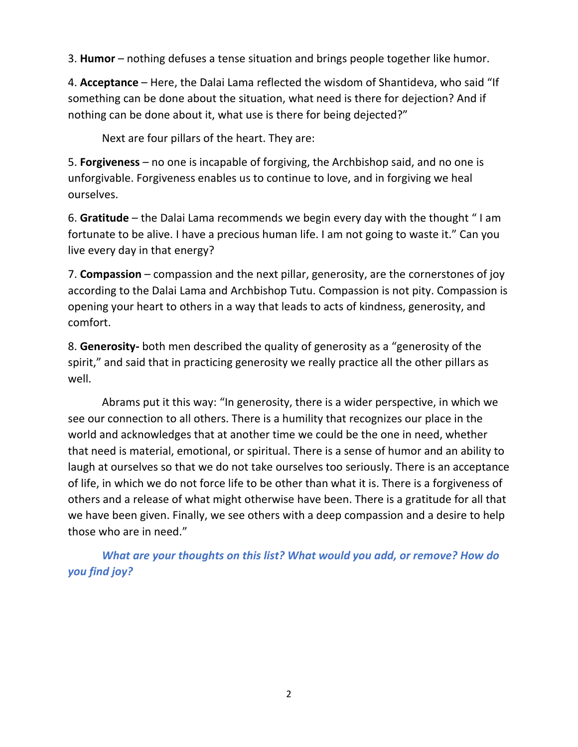3. **Humor** – nothing defuses a tense situation and brings people together like humor.

4. **Acceptance** – Here, the Dalai Lama reflected the wisdom of Shantideva, who said "If something can be done about the situation, what need is there for dejection? And if nothing can be done about it, what use is there for being dejected?"

Next are four pillars of the heart. They are:

5. **Forgiveness** – no one is incapable of forgiving, the Archbishop said, and no one is unforgivable. Forgiveness enables us to continue to love, and in forgiving we heal ourselves.

6. **Gratitude** – the Dalai Lama recommends we begin every day with the thought " I am fortunate to be alive. I have a precious human life. I am not going to waste it." Can you live every day in that energy?

7. **Compassion** – compassion and the next pillar, generosity, are the cornerstones of joy according to the Dalai Lama and Archbishop Tutu. Compassion is not pity. Compassion is opening your heart to others in a way that leads to acts of kindness, generosity, and comfort.

8. **Generosity-** both men described the quality of generosity as a "generosity of the spirit," and said that in practicing generosity we really practice all the other pillars as well.

Abrams put it this way: "In generosity, there is a wider perspective, in which we see our connection to all others. There is a humility that recognizes our place in the world and acknowledges that at another time we could be the one in need, whether that need is material, emotional, or spiritual. There is a sense of humor and an ability to laugh at ourselves so that we do not take ourselves too seriously. There is an acceptance of life, in which we do not force life to be other than what it is. There is a forgiveness of others and a release of what might otherwise have been. There is a gratitude for all that we have been given. Finally, we see others with a deep compassion and a desire to help those who are in need."

***What are your thoughts on this list? What would you add, or remove? How do you find joy?***